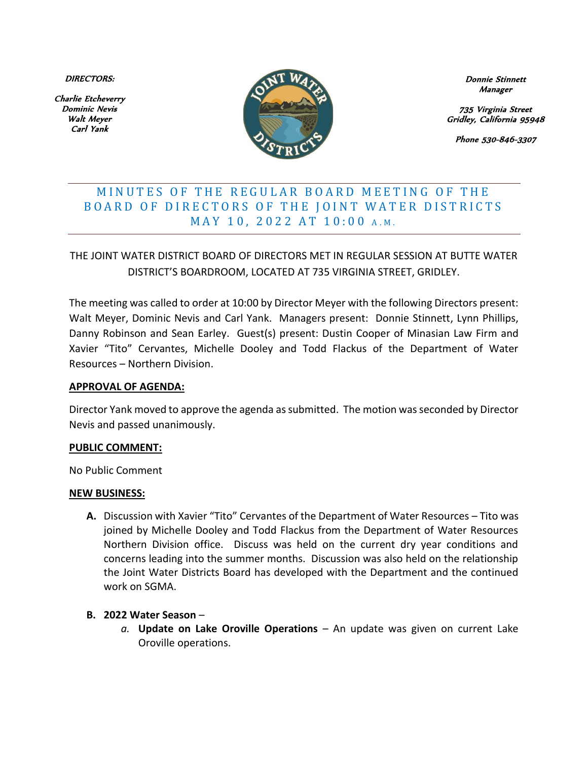**DIRECTORS:**

*Charlie Etcheverry*
*Dominic Nevis*
*Walt Meyer*
*Carl Yank*

*Donnie Stinnett*
*Manager*

*735 Virginia Street*
*Gridley, California 95948*

*Phone 530-846-3307*

# MINUTES OF THE REGULAR BOARD MEETING OF THE BOARD OF DIRECTORS OF THE JOINT WATER DISTRICTS MAY 10, 2022 AT 10:00 A.M.

THE JOINT WATER DISTRICT BOARD OF DIRECTORS MET IN REGULAR SESSION AT BUTTE WATER DISTRICT'S BOARDROOM, LOCATED AT 735 VIRGINIA STREET, GRIDLEY.

The meeting was called to order at 10:00 by Director Meyer with the following Directors present: Walt Meyer, Dominic Nevis and Carl Yank. Managers present: Donnie Stinnett, Lynn Phillips, Danny Robinson and Sean Earley. Guest(s) present: Dustin Cooper of Minasian Law Firm and Xavier "Tito" Cervantes, Michelle Dooley and Todd Flackus of the Department of Water Resources – Northern Division.

**APPROVAL OF AGENDA:**

Director Yank moved to approve the agenda as submitted. The motion was seconded by Director Nevis and passed unanimously.

**PUBLIC COMMENT:**

No Public Comment

**NEW BUSINESS:**

**A.** Discussion with Xavier "Tito" Cervantes of the Department of Water Resources – Tito was joined by Michelle Dooley and Todd Flackus from the Department of Water Resources Northern Division office. Discuss was held on the current dry year conditions and concerns leading into the summer months. Discussion was also held on the relationship the Joint Water Districts Board has developed with the Department and the continued work on SGMA.

**B. 2022 Water Season** –

*a.* **Update on Lake Oroville Operations** – An update was given on current Lake Oroville operations.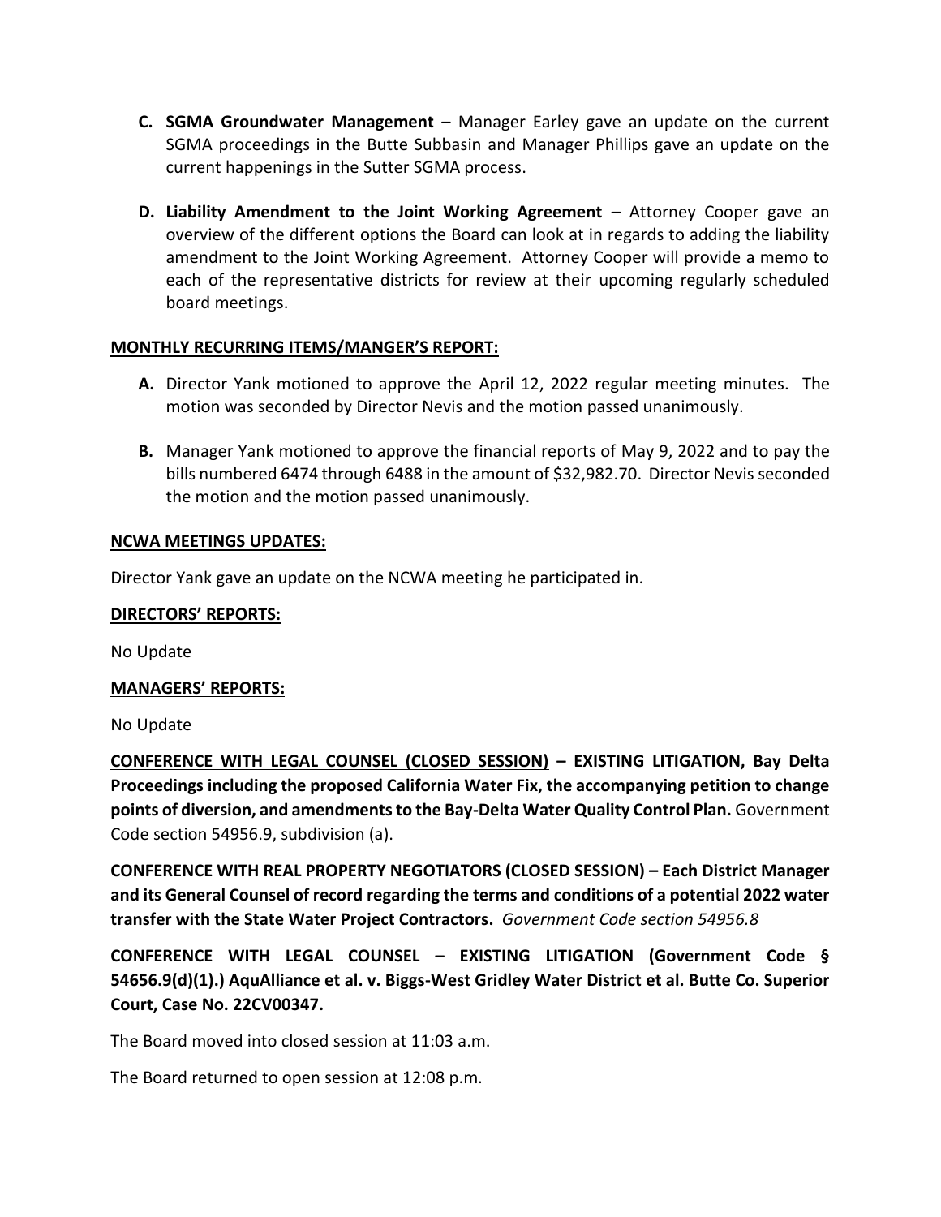**C. SGMA Groundwater Management** – Manager Earley gave an update on the current SGMA proceedings in the Butte Subbasin and Manager Phillips gave an update on the current happenings in the Sutter SGMA process.

**D. Liability Amendment to the Joint Working Agreement** – Attorney Cooper gave an overview of the different options the Board can look at in regards to adding the liability amendment to the Joint Working Agreement. Attorney Cooper will provide a memo to each of the representative districts for review at their upcoming regularly scheduled board meetings.

**MONTHLY RECURRING ITEMS/MANGER'S REPORT:**

**A.** Director Yank motioned to approve the April 12, 2022 regular meeting minutes. The motion was seconded by Director Nevis and the motion passed unanimously.

**B.** Manager Yank motioned to approve the financial reports of May 9, 2022 and to pay the bills numbered 6474 through 6488 in the amount of $32,982.70. Director Nevis seconded the motion and the motion passed unanimously.

**NCWA MEETINGS UPDATES:**

Director Yank gave an update on the NCWA meeting he participated in.

**DIRECTORS' REPORTS:**

No Update

**MANAGERS' REPORTS:**

No Update

**CONFERENCE WITH LEGAL COUNSEL (CLOSED SESSION) – EXISTING LITIGATION, Bay Delta Proceedings including the proposed California Water Fix, the accompanying petition to change points of diversion, and amendments to the Bay-Delta Water Quality Control Plan.** Government Code section 54956.9, subdivision (a).

**CONFERENCE WITH REAL PROPERTY NEGOTIATORS (CLOSED SESSION) – Each District Manager and its General Counsel of record regarding the terms and conditions of a potential 2022 water transfer with the State Water Project Contractors.** *Government Code section 54956.8*

**CONFERENCE WITH LEGAL COUNSEL – EXISTING LITIGATION (Government Code § 54656.9(d)(1).) AquAlliance et al. v. Biggs-West Gridley Water District et al. Butte Co. Superior Court, Case No. 22CV00347.**

The Board moved into closed session at 11:03 a.m.

The Board returned to open session at 12:08 p.m.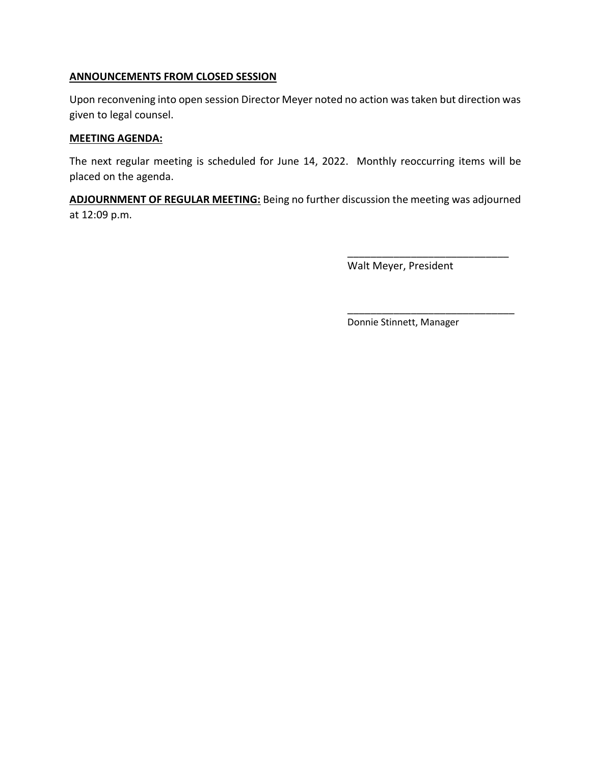**ANNOUNCEMENTS FROM CLOSED SESSION**

Upon reconvening into open session Director Meyer noted no action was taken but direction was given to legal counsel.

**MEETING AGENDA:**

The next regular meeting is scheduled for June 14, 2022. Monthly reoccurring items will be placed on the agenda.

**ADJOURNMENT OF REGULAR MEETING:** Being no further discussion the meeting was adjourned at 12:09 p.m.

_____________________________
Walt Meyer, President

______________________________
Donnie Stinnett, Manager